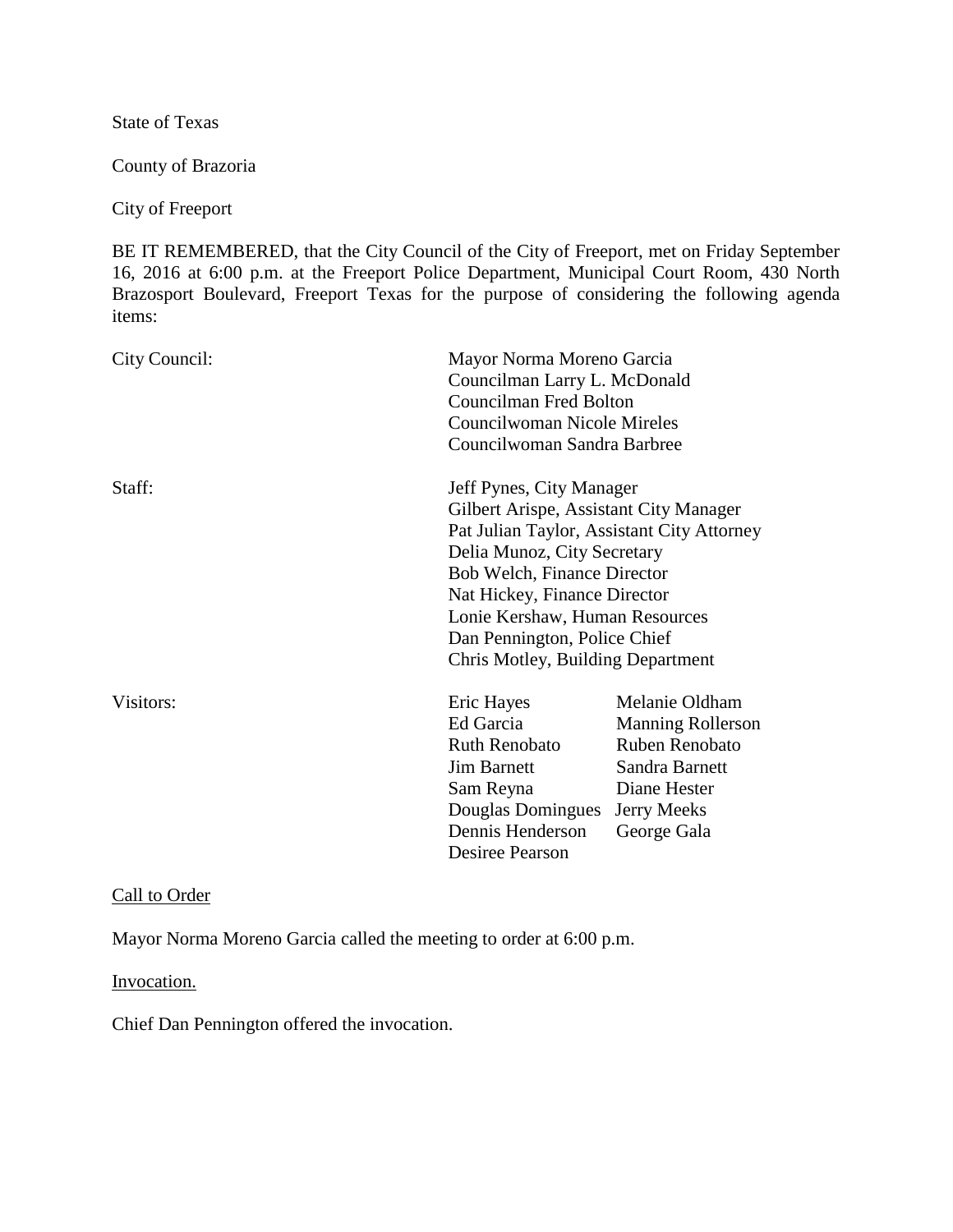State of Texas

County of Brazoria

City of Freeport

BE IT REMEMBERED, that the City Council of the City of Freeport, met on Friday September 16, 2016 at 6:00 p.m. at the Freeport Police Department, Municipal Court Room, 430 North Brazosport Boulevard, Freeport Texas for the purpose of considering the following agenda items:

City Council:

Mayor Norma Moreno Garcia
Councilman Larry L. McDonald
Councilman Fred Bolton
Councilwoman Nicole Mireles
Councilwoman Sandra Barbree

Staff:

Jeff Pynes, City Manager
Gilbert Arispe, Assistant City Manager
Pat Julian Taylor, Assistant City Attorney
Delia Munoz, City Secretary
Bob Welch, Finance Director
Nat Hickey, Finance Director
Lonie Kershaw, Human Resources
Dan Pennington, Police Chief
Chris Motley, Building Department

Visitors:

| | |
|---|---|
| Eric Hayes | Melanie Oldham |
| Ed Garcia | Manning Rollerson |
| Ruth Renobato | Ruben Renobato |
| Jim Barnett | Sandra Barnett |
| Sam Reyna | Diane Hester |
| Douglas Domingues | Jerry Meeks |
| Dennis Henderson | George Gala |
| Desiree Pearson | |

Call to Order

Mayor Norma Moreno Garcia called the meeting to order at 6:00 p.m.

Invocation.

Chief Dan Pennington offered the invocation.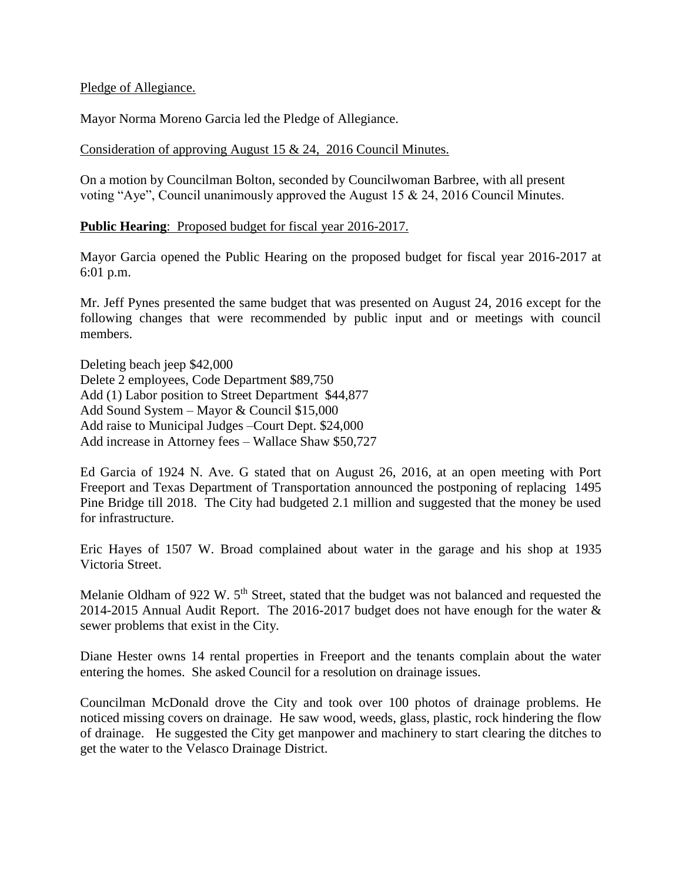Pledge of Allegiance.

Mayor Norma Moreno Garcia led the Pledge of Allegiance.

Consideration of approving August 15 & 24, 2016 Council Minutes.

On a motion by Councilman Bolton, seconded by Councilwoman Barbree, with all present voting "Aye", Council unanimously approved the August 15 & 24, 2016 Council Minutes.

**Public Hearing**: Proposed budget for fiscal year 2016-2017.

Mayor Garcia opened the Public Hearing on the proposed budget for fiscal year 2016-2017 at 6:01 p.m.

Mr. Jeff Pynes presented the same budget that was presented on August 24, 2016 except for the following changes that were recommended by public input and or meetings with council members.

Deleting beach jeep $42,000
Delete 2 employees, Code Department $89,750
Add (1) Labor position to Street Department $44,877
Add Sound System – Mayor & Council $15,000
Add raise to Municipal Judges –Court Dept. $24,000
Add increase in Attorney fees – Wallace Shaw $50,727

Ed Garcia of 1924 N. Ave. G stated that on August 26, 2016, at an open meeting with Port Freeport and Texas Department of Transportation announced the postponing of replacing 1495 Pine Bridge till 2018. The City had budgeted 2.1 million and suggested that the money be used for infrastructure.

Eric Hayes of 1507 W. Broad complained about water in the garage and his shop at 1935 Victoria Street.

Melanie Oldham of 922 W. 5th Street, stated that the budget was not balanced and requested the 2014-2015 Annual Audit Report. The 2016-2017 budget does not have enough for the water & sewer problems that exist in the City.

Diane Hester owns 14 rental properties in Freeport and the tenants complain about the water entering the homes. She asked Council for a resolution on drainage issues.

Councilman McDonald drove the City and took over 100 photos of drainage problems. He noticed missing covers on drainage. He saw wood, weeds, glass, plastic, rock hindering the flow of drainage. He suggested the City get manpower and machinery to start clearing the ditches to get the water to the Velasco Drainage District.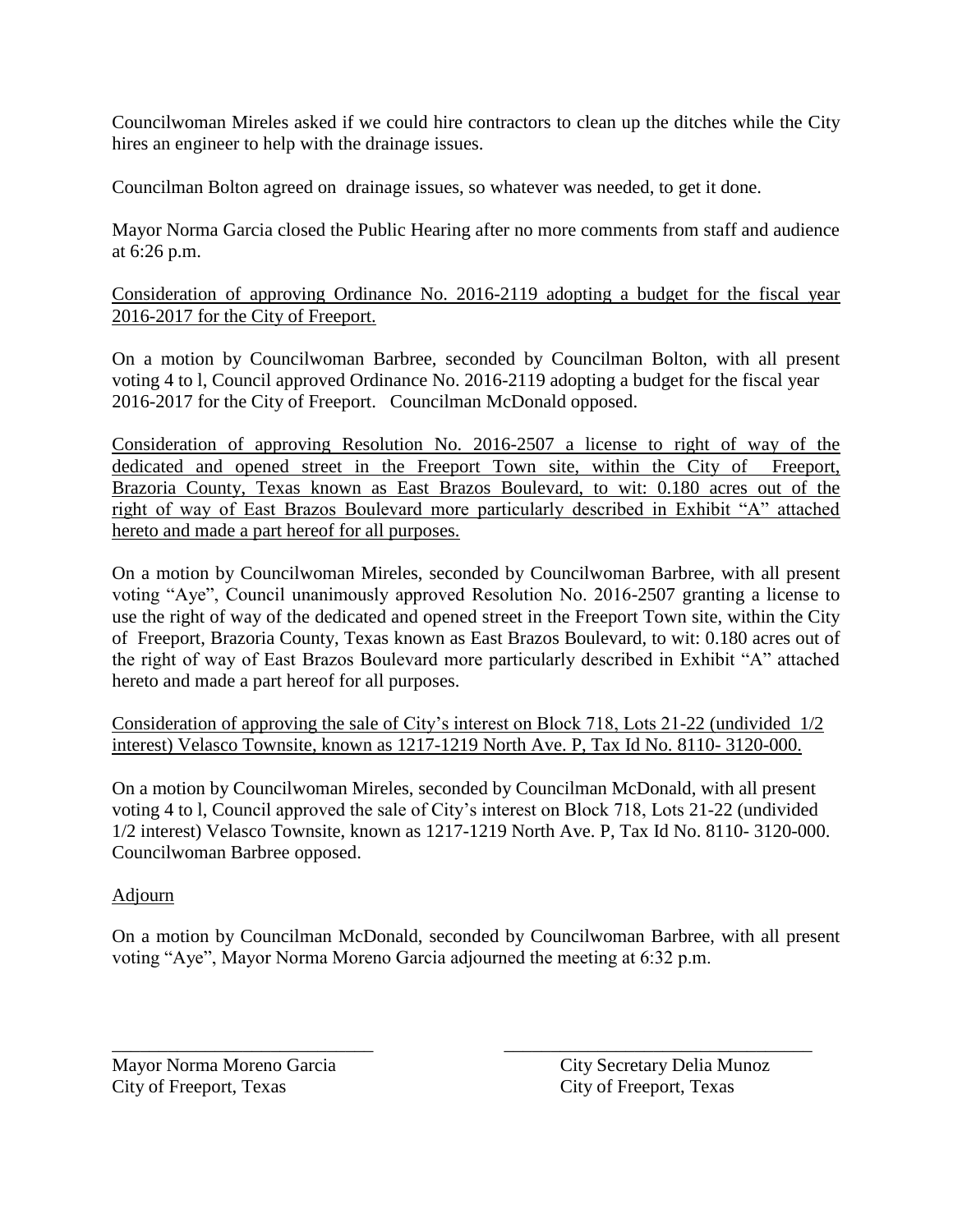Councilwoman Mireles asked if we could hire contractors to clean up the ditches while the City hires an engineer to help with the drainage issues.

Councilman Bolton agreed on drainage issues, so whatever was needed, to get it done.

Mayor Norma Garcia closed the Public Hearing after no more comments from staff and audience at 6:26 p.m.

<u>Consideration of approving Ordinance No. 2016-2119 adopting a budget for the fiscal year 2016-2017 for the City of Freeport.</u>

On a motion by Councilwoman Barbree, seconded by Councilman Bolton, with all present voting 4 to l, Council approved Ordinance No. 2016-2119 adopting a budget for the fiscal year 2016-2017 for the City of Freeport. Councilman McDonald opposed.

<u>Consideration of approving Resolution No. 2016-2507 a license to right of way of the dedicated and opened street in the Freeport Town site, within the City of Freeport, Brazoria County, Texas known as East Brazos Boulevard, to wit: 0.180 acres out of the right of way of East Brazos Boulevard more particularly described in Exhibit "A" attached hereto and made a part hereof for all purposes.</u>

On a motion by Councilwoman Mireles, seconded by Councilwoman Barbree, with all present voting "Aye", Council unanimously approved Resolution No. 2016-2507 granting a license to use the right of way of the dedicated and opened street in the Freeport Town site, within the City of Freeport, Brazoria County, Texas known as East Brazos Boulevard, to wit: 0.180 acres out of the right of way of East Brazos Boulevard more particularly described in Exhibit "A" attached hereto and made a part hereof for all purposes.

<u>Consideration of approving the sale of City's interest on Block 718, Lots 21-22 (undivided 1/2 interest) Velasco Townsite, known as 1217-1219 North Ave. P, Tax Id No. 8110- 3120-000.</u>

On a motion by Councilwoman Mireles, seconded by Councilman McDonald, with all present voting 4 to l, Council approved the sale of City's interest on Block 718, Lots 21-22 (undivided 1/2 interest) Velasco Townsite, known as 1217-1219 North Ave. P, Tax Id No. 8110- 3120-000. Councilwoman Barbree opposed.

<u>Adjourn</u>

On a motion by Councilman McDonald, seconded by Councilwoman Barbree, with all present voting "Aye", Mayor Norma Moreno Garcia adjourned the meeting at 6:32 p.m.

| | |
|---|---|
| ____________________________ | ________________________________ |
| Mayor Norma Moreno Garcia | City Secretary Delia Munoz |
| City of Freeport, Texas | City of Freeport, Texas |